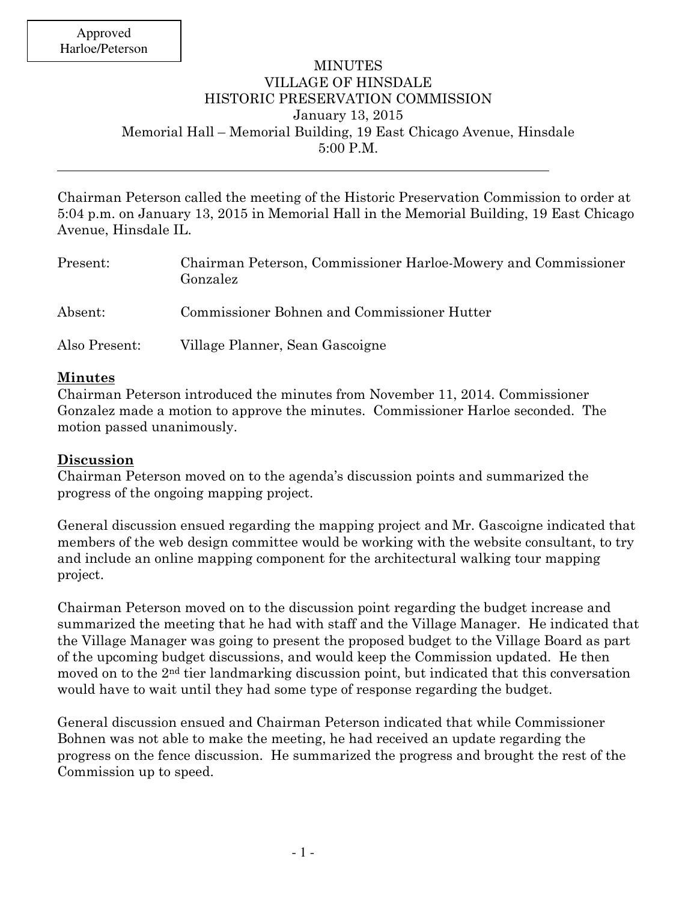Approved
Harloe/Peterson

# MINUTES
# VILLAGE OF HINSDALE
# HISTORIC PRESERVATION COMMISSION

January 13, 2015
Memorial Hall – Memorial Building, 19 East Chicago Avenue, Hinsdale
5:00 P.M.

---

Chairman Peterson called the meeting of the Historic Preservation Commission to order at 5:04 p.m. on January 13, 2015 in Memorial Hall in the Memorial Building, 19 East Chicago Avenue, Hinsdale IL.

Present: Chairman Peterson, Commissioner Harloe-Mowery and Commissioner Gonzalez

Absent: Commissioner Bohnen and Commissioner Hutter

Also Present: Village Planner, Sean Gascoigne

## Minutes

Chairman Peterson introduced the minutes from November 11, 2014. Commissioner Gonzalez made a motion to approve the minutes. Commissioner Harloe seconded. The motion passed unanimously.

## Discussion

Chairman Peterson moved on to the agenda's discussion points and summarized the progress of the ongoing mapping project.

General discussion ensued regarding the mapping project and Mr. Gascoigne indicated that members of the web design committee would be working with the website consultant, to try and include an online mapping component for the architectural walking tour mapping project.

Chairman Peterson moved on to the discussion point regarding the budget increase and summarized the meeting that he had with staff and the Village Manager. He indicated that the Village Manager was going to present the proposed budget to the Village Board as part of the upcoming budget discussions, and would keep the Commission updated. He then moved on to the 2nd tier landmarking discussion point, but indicated that this conversation would have to wait until they had some type of response regarding the budget.

General discussion ensued and Chairman Peterson indicated that while Commissioner Bohnen was not able to make the meeting, he had received an update regarding the progress on the fence discussion. He summarized the progress and brought the rest of the Commission up to speed.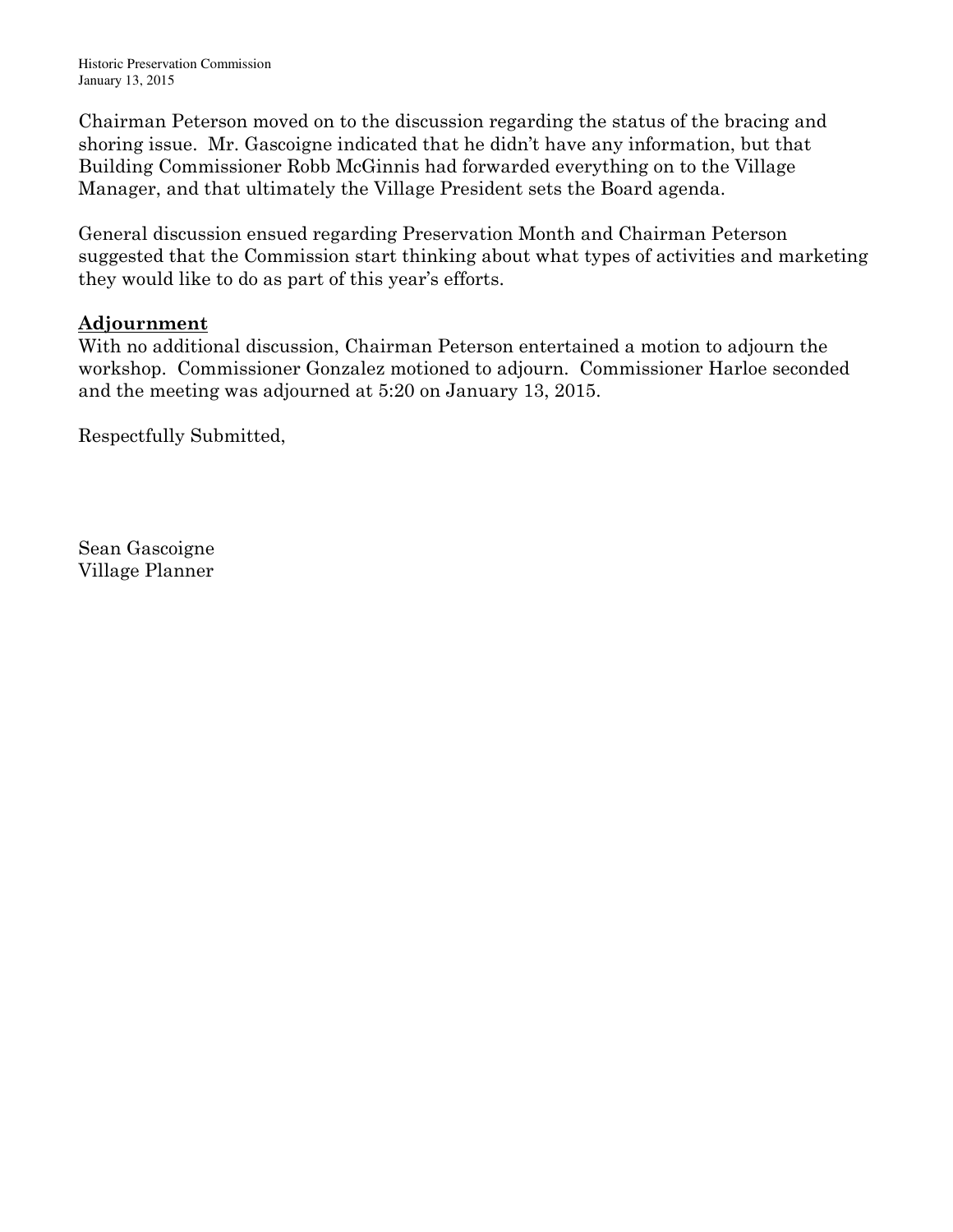Chairman Peterson moved on to the discussion regarding the status of the bracing and shoring issue. Mr. Gascoigne indicated that he didn't have any information, but that Building Commissioner Robb McGinnis had forwarded everything on to the Village Manager, and that ultimately the Village President sets the Board agenda.

General discussion ensued regarding Preservation Month and Chairman Peterson suggested that the Commission start thinking about what types of activities and marketing they would like to do as part of this year's efforts.

## Adjournment

With no additional discussion, Chairman Peterson entertained a motion to adjourn the workshop. Commissioner Gonzalez motioned to adjourn. Commissioner Harloe seconded and the meeting was adjourned at 5:20 on January 13, 2015.

Respectfully Submitted,

Sean Gascoigne
Village Planner